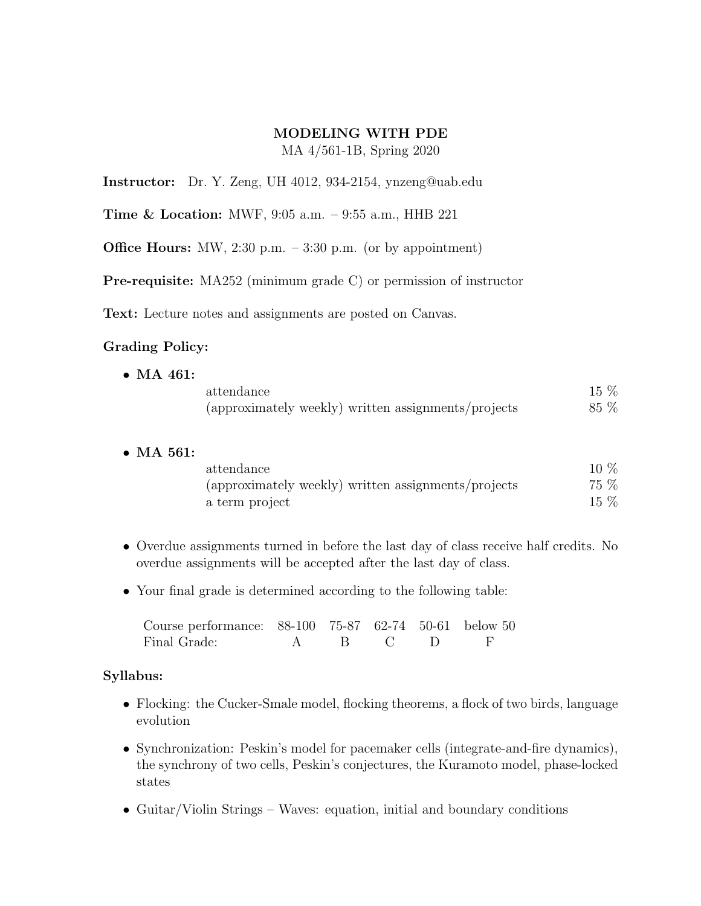# MODELING WITH PDE

MA 4/561-1B, Spring 2020

**Instructor:** Dr. Y. Zeng, UH 4012, 934-2154, ynzeng@uab.edu

**Time & Location:** MWF, 9:05 a.m. – 9:55 a.m., HHB 221

**Office Hours:** MW, 2:30 p.m. – 3:30 p.m. (or by appointment)

**Pre-requisite:** MA252 (minimum grade C) or permission of instructor

**Text:** Lecture notes and assignments are posted on Canvas.

## Grading Policy:

- **MA 461:**

| | |
|---|---|
| attendance | 15 % |
| (approximately weekly) written assignments/projects | 85 % |

- **MA 561:**

| | |
|---|---|
| attendance | 10 % |
| (approximately weekly) written assignments/projects | 75 % |
| a term project | 15 % |

- Overdue assignments turned in before the last day of class receive half credits. No overdue assignments will be accepted after the last day of class.
- Your final grade is determined according to the following table:

| Course performance: | 88-100 | 75-87 | 62-74 | 50-61 | below 50 |
|---|---|---|---|---|---|
| Final Grade: | A | B | C | D | F |

## Syllabus:

- Flocking: the Cucker-Smale model, flocking theorems, a flock of two birds, language evolution
- Synchronization: Peskin's model for pacemaker cells (integrate-and-fire dynamics), the synchrony of two cells, Peskin's conjectures, the Kuramoto model, phase-locked states
- Guitar/Violin Strings – Waves: equation, initial and boundary conditions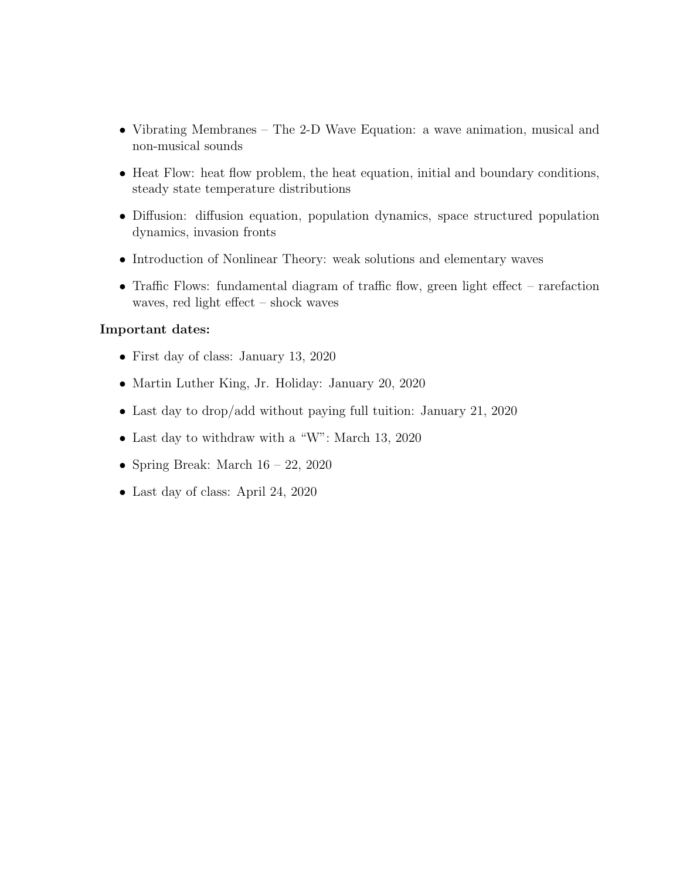- Vibrating Membranes – The 2-D Wave Equation: a wave animation, musical and non-musical sounds
- Heat Flow: heat flow problem, the heat equation, initial and boundary conditions, steady state temperature distributions
- Diffusion: diffusion equation, population dynamics, space structured population dynamics, invasion fronts
- Introduction of Nonlinear Theory: weak solutions and elementary waves
- Traffic Flows: fundamental diagram of traffic flow, green light effect – rarefaction waves, red light effect – shock waves

**Important dates:**

- First day of class: January 13, 2020
- Martin Luther King, Jr. Holiday: January 20, 2020
- Last day to drop/add without paying full tuition: January 21, 2020
- Last day to withdraw with a "W": March 13, 2020
- Spring Break: March 16 – 22, 2020
- Last day of class: April 24, 2020